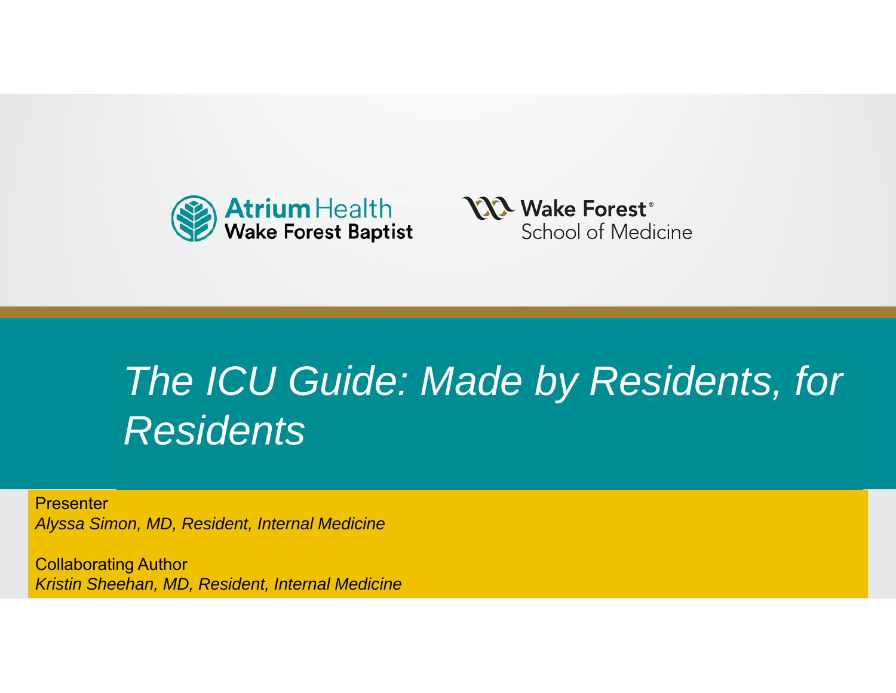Atrium Health Wake Forest Baptist

Wake Forest® School of Medicine

# *The ICU Guide: Made by Residents, for Residents*

Presenter
*Alyssa Simon, MD, Resident, Internal Medicine*

Collaborating Author
*Kristin Sheehan, MD, Resident, Internal Medicine*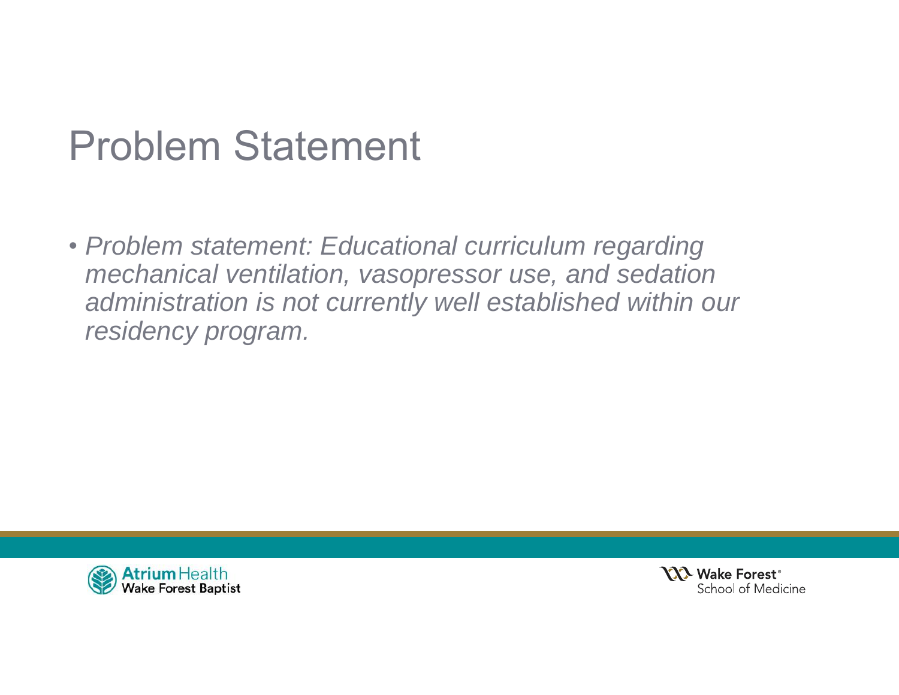# Problem Statement

- *Problem statement: Educational curriculum regarding mechanical ventilation, vasopressor use, and sedation administration is not currently well established within our residency program.*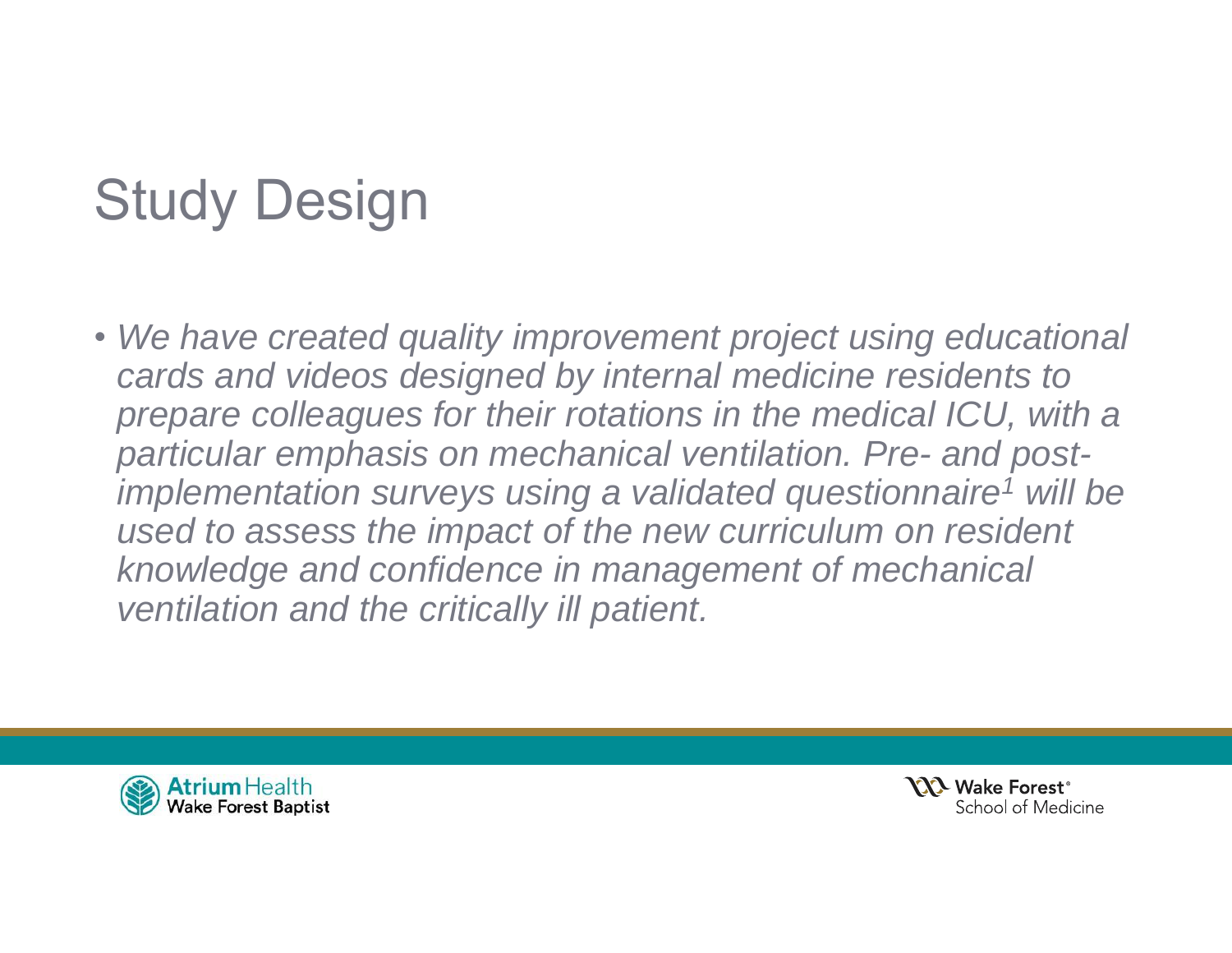# Study Design

- *We have created quality improvement project using educational cards and videos designed by internal medicine residents to prepare colleagues for their rotations in the medical ICU, with a particular emphasis on mechanical ventilation. Pre- and post-implementation surveys using a validated questionnaire[1] will be used to assess the impact of the new curriculum on resident knowledge and confidence in management of mechanical ventilation and the critically ill patient.*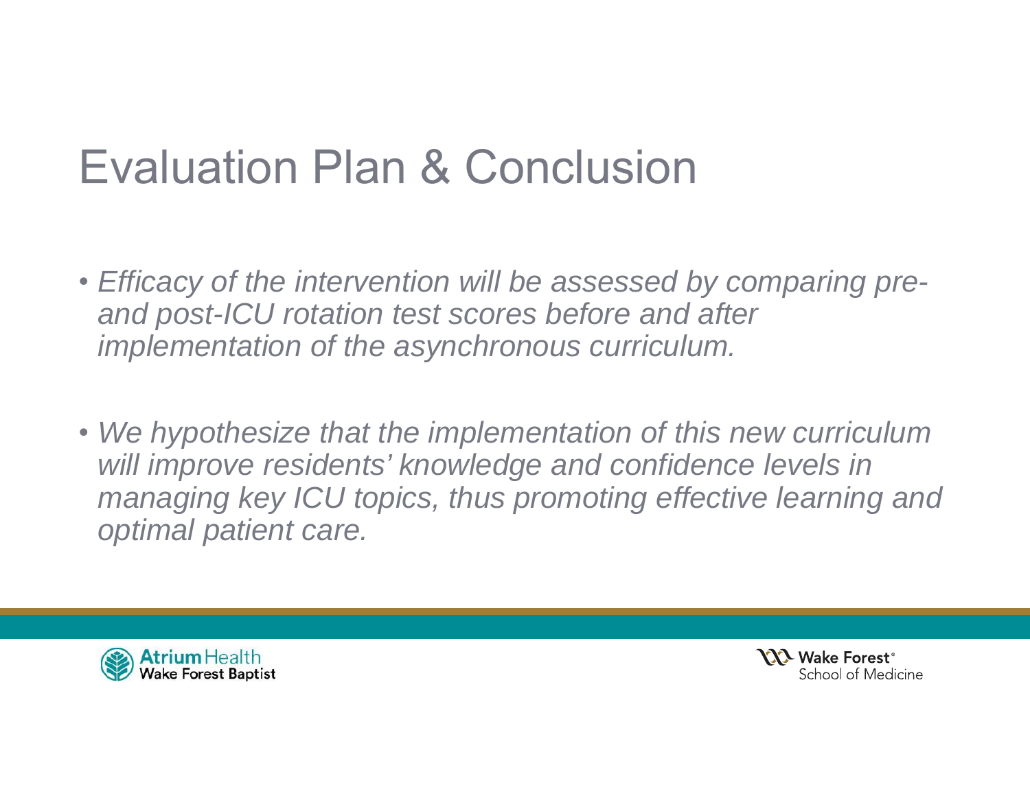# Evaluation Plan & Conclusion

- *Efficacy of the intervention will be assessed by comparing pre- and post-ICU rotation test scores before and after implementation of the asynchronous curriculum.*
- *We hypothesize that the implementation of this new curriculum will improve residents' knowledge and confidence levels in managing key ICU topics, thus promoting effective learning and optimal patient care.*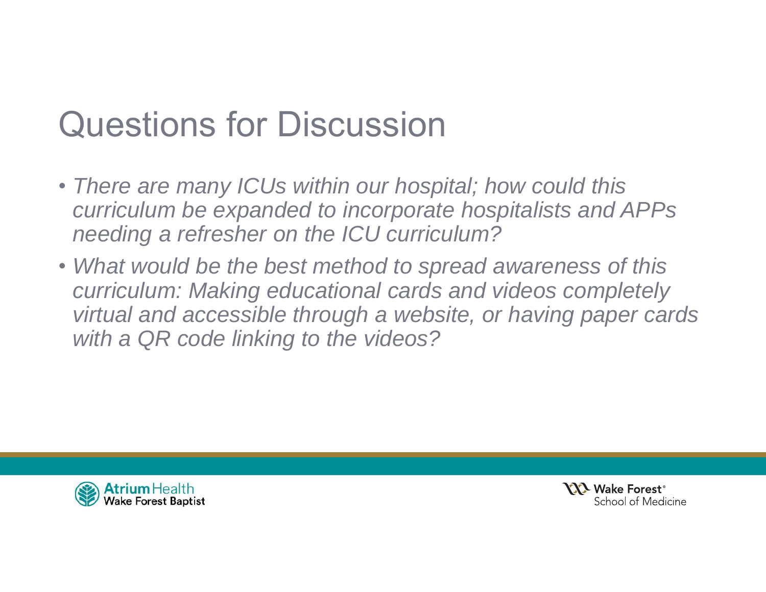# Questions for Discussion

- *There are many ICUs within our hospital; how could this curriculum be expanded to incorporate hospitalists and APPs needing a refresher on the ICU curriculum?*
- *What would be the best method to spread awareness of this curriculum: Making educational cards and videos completely virtual and accessible through a website, or having paper cards with a QR code linking to the videos?*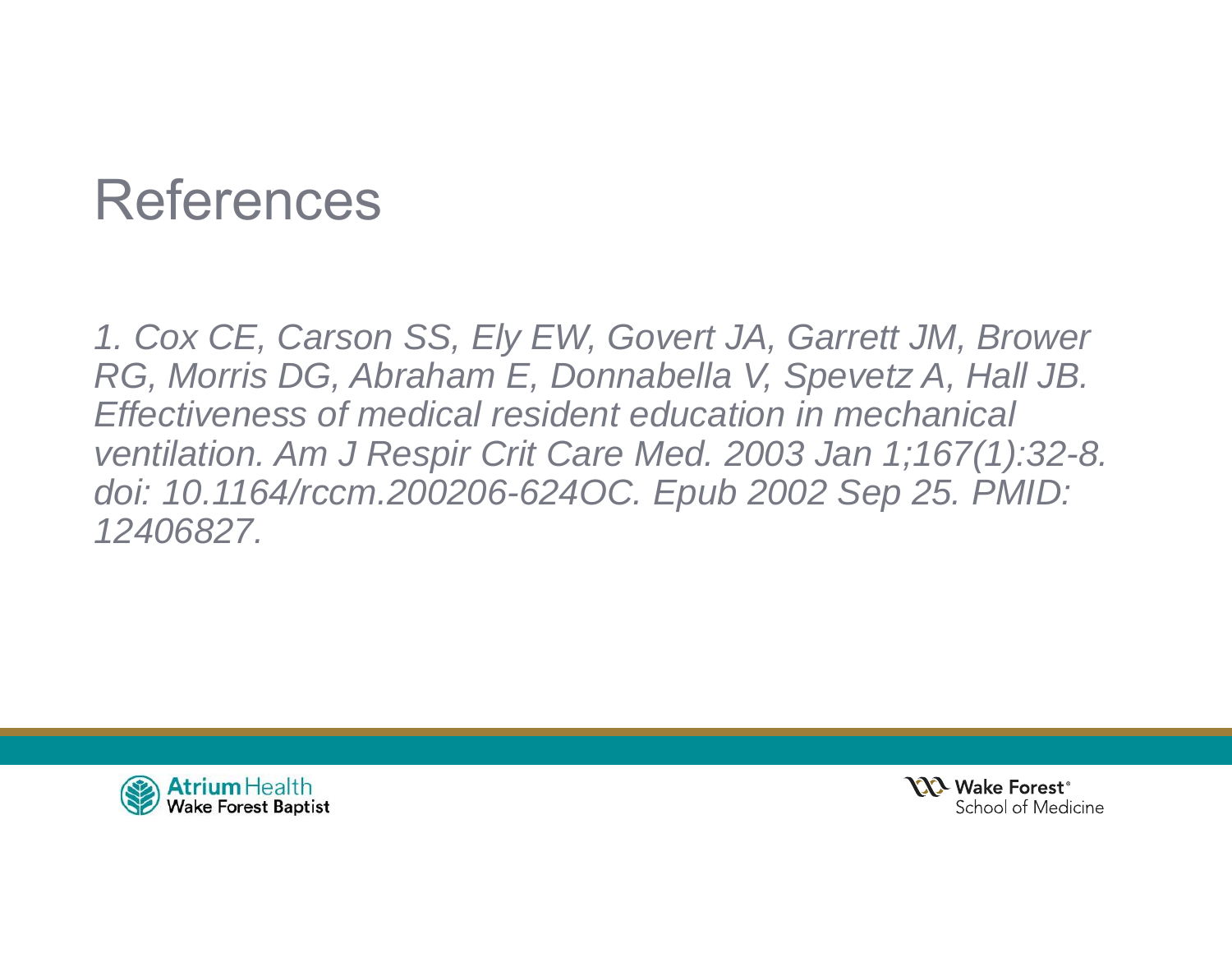# References

*1. Cox CE, Carson SS, Ely EW, Govert JA, Garrett JM, Brower RG, Morris DG, Abraham E, Donnabella V, Spevetz A, Hall JB. Effectiveness of medical resident education in mechanical ventilation. Am J Respir Crit Care Med. 2003 Jan 1;167(1):32-8. doi: 10.1164/rccm.200206-624OC. Epub 2002 Sep 25. PMID: 12406827.*